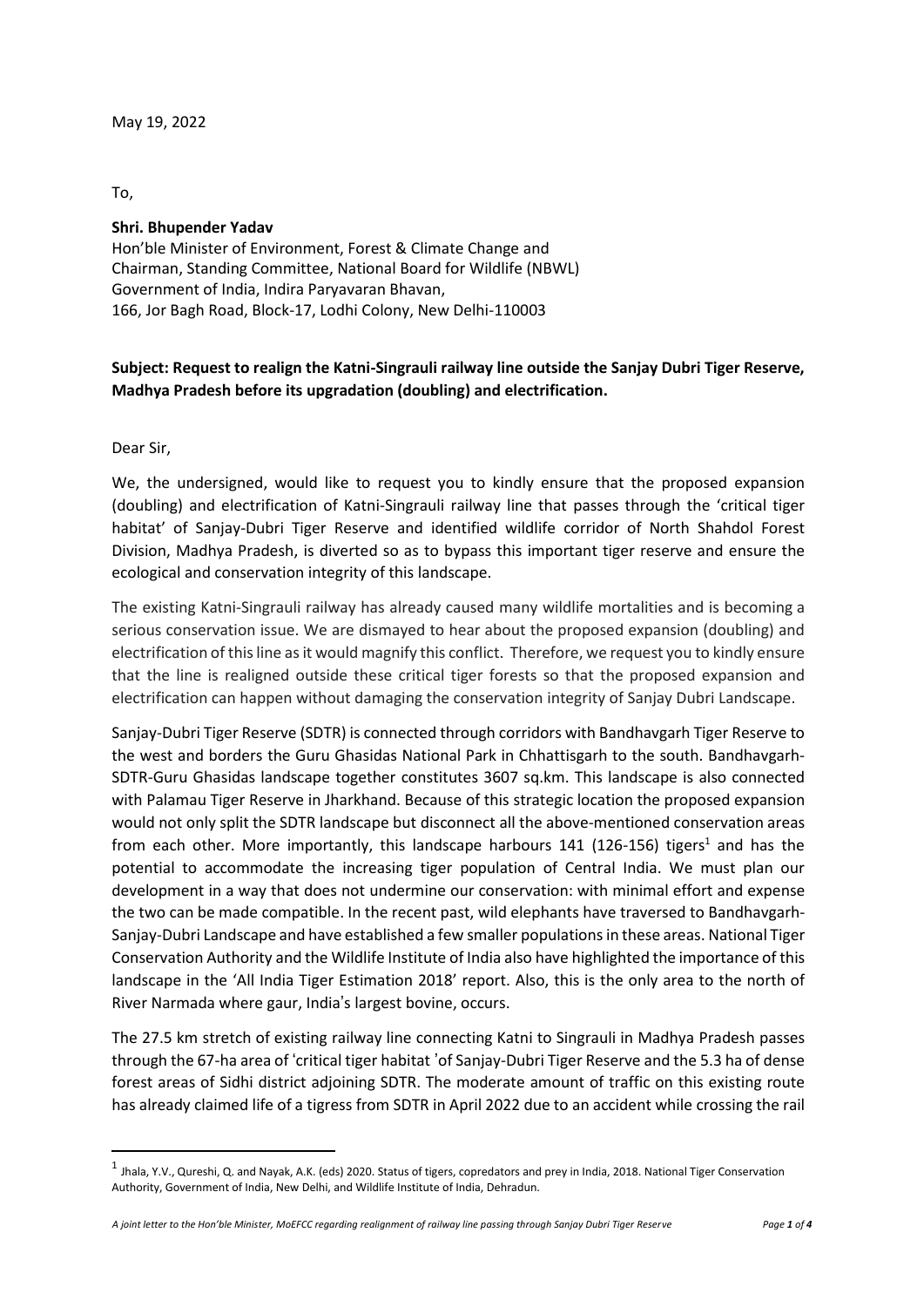May 19, 2022

To,

**Shri. Bhupender Yadav**
Hon'ble Minister of Environment, Forest & Climate Change and
Chairman, Standing Committee, National Board for Wildlife (NBWL)
Government of India, Indira Paryavaran Bhavan,
166, Jor Bagh Road, Block-17, Lodhi Colony, New Delhi-110003

**Subject: Request to realign the Katni-Singrauli railway line outside the Sanjay Dubri Tiger Reserve, Madhya Pradesh before its upgradation (doubling) and electrification.**

Dear Sir,

We, the undersigned, would like to request you to kindly ensure that the proposed expansion (doubling) and electrification of Katni-Singrauli railway line that passes through the 'critical tiger habitat' of Sanjay-Dubri Tiger Reserve and identified wildlife corridor of North Shahdol Forest Division, Madhya Pradesh, is diverted so as to bypass this important tiger reserve and ensure the ecological and conservation integrity of this landscape.

The existing Katni-Singrauli railway has already caused many wildlife mortalities and is becoming a serious conservation issue. We are dismayed to hear about the proposed expansion (doubling) and electrification of this line as it would magnify this conflict. Therefore, we request you to kindly ensure that the line is realigned outside these critical tiger forests so that the proposed expansion and electrification can happen without damaging the conservation integrity of Sanjay Dubri Landscape.

Sanjay-Dubri Tiger Reserve (SDTR) is connected through corridors with Bandhavgarh Tiger Reserve to the west and borders the Guru Ghasidas National Park in Chhattisgarh to the south. Bandhavgarh-SDTR-Guru Ghasidas landscape together constitutes 3607 sq.km. This landscape is also connected with Palamau Tiger Reserve in Jharkhand. Because of this strategic location the proposed expansion would not only split the SDTR landscape but disconnect all the above-mentioned conservation areas from each other. More importantly, this landscape harbours 141 (126-156) tigers[1] and has the potential to accommodate the increasing tiger population of Central India. We must plan our development in a way that does not undermine our conservation: with minimal effort and expense the two can be made compatible. In the recent past, wild elephants have traversed to Bandhavgarh-Sanjay-Dubri Landscape and have established a few smaller populations in these areas. National Tiger Conservation Authority and the Wildlife Institute of India also have highlighted the importance of this landscape in the 'All India Tiger Estimation 2018' report. Also, this is the only area to the north of River Narmada where gaur, India's largest bovine, occurs.

The 27.5 km stretch of existing railway line connecting Katni to Singrauli in Madhya Pradesh passes through the 67-ha area of 'critical tiger habitat' of Sanjay-Dubri Tiger Reserve and the 5.3 ha of dense forest areas of Sidhi district adjoining SDTR. The moderate amount of traffic on this existing route has already claimed life of a tigress from SDTR in April 2022 due to an accident while crossing the rail

[1] Jhala, Y.V., Qureshi, Q. and Nayak, A.K. (eds) 2020. Status of tigers, copredators and prey in India, 2018. National Tiger Conservation Authority, Government of India, New Delhi, and Wildlife Institute of India, Dehradun.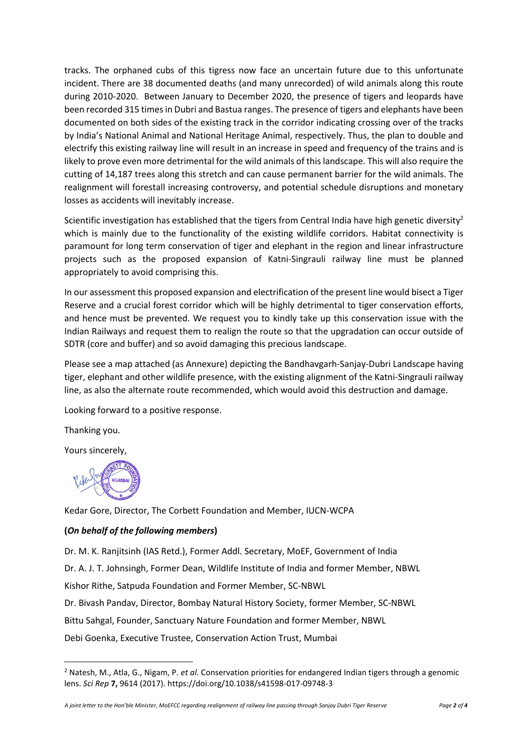tracks. The orphaned cubs of this tigress now face an uncertain future due to this unfortunate incident. There are 38 documented deaths (and many unrecorded) of wild animals along this route during 2010-2020. Between January to December 2020, the presence of tigers and leopards have been recorded 315 times in Dubri and Bastua ranges. The presence of tigers and elephants have been documented on both sides of the existing track in the corridor indicating crossing over of the tracks by India's National Animal and National Heritage Animal, respectively. Thus, the plan to double and electrify this existing railway line will result in an increase in speed and frequency of the trains and is likely to prove even more detrimental for the wild animals of this landscape. This will also require the cutting of 14,187 trees along this stretch and can cause permanent barrier for the wild animals. The realignment will forestall increasing controversy, and potential schedule disruptions and monetary losses as accidents will inevitably increase.

Scientific investigation has established that the tigers from Central India have high genetic diversity[2] which is mainly due to the functionality of the existing wildlife corridors. Habitat connectivity is paramount for long term conservation of tiger and elephant in the region and linear infrastructure projects such as the proposed expansion of Katni-Singrauli railway line must be planned appropriately to avoid comprising this.

In our assessment this proposed expansion and electrification of the present line would bisect a Tiger Reserve and a crucial forest corridor which will be highly detrimental to tiger conservation efforts, and hence must be prevented. We request you to kindly take up this conservation issue with the Indian Railways and request them to realign the route so that the upgradation can occur outside of SDTR (core and buffer) and so avoid damaging this precious landscape.

Please see a map attached (as Annexure) depicting the Bandhavgarh-Sanjay-Dubri Landscape having tiger, elephant and other wildlife presence, with the existing alignment of the Katni-Singrauli railway line, as also the alternate route recommended, which would avoid this destruction and damage.

Looking forward to a positive response.

Thanking you.

Yours sincerely,

Kedar Gore, Director, The Corbett Foundation and Member, IUCN-WCPA

**(*On behalf of the following members*)**

Dr. M. K. Ranjitsinh (IAS Retd.), Former Addl. Secretary, MoEF, Government of India

Dr. A. J. T. Johnsingh, Former Dean, Wildlife Institute of India and former Member, NBWL

Kishor Rithe, Satpuda Foundation and Former Member, SC-NBWL

Dr. Bivash Pandav, Director, Bombay Natural History Society, former Member, SC-NBWL

Bittu Sahgal, Founder, Sanctuary Nature Foundation and former Member, NBWL

Debi Goenka, Executive Trustee, Conservation Action Trust, Mumbai

---

[2] Natesh, M., Atla, G., Nigam, P. *et al.* Conservation priorities for endangered Indian tigers through a genomic lens. *Sci Rep* **7,** 9614 (2017). https://doi.org/10.1038/s41598-017-09748-3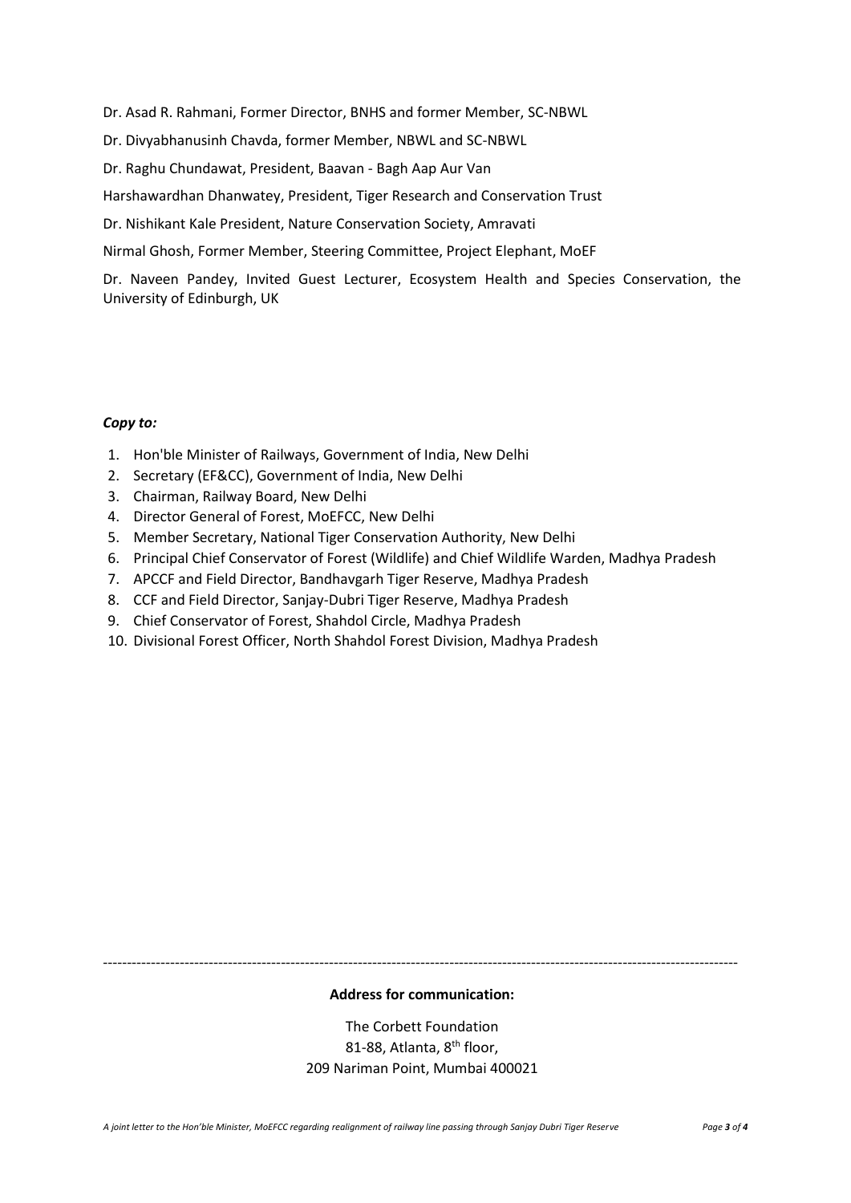Dr. Asad R. Rahmani, Former Director, BNHS and former Member, SC-NBWL

Dr. Divyabhanusinh Chavda, former Member, NBWL and SC-NBWL

Dr. Raghu Chundawat, President, Baavan - Bagh Aap Aur Van

Harshawardhan Dhanwatey, President, Tiger Research and Conservation Trust

Dr. Nishikant Kale President, Nature Conservation Society, Amravati

Nirmal Ghosh, Former Member, Steering Committee, Project Elephant, MoEF

Dr. Naveen Pandey, Invited Guest Lecturer, Ecosystem Health and Species Conservation, the University of Edinburgh, UK

***Copy to:***

1. Hon'ble Minister of Railways, Government of India, New Delhi
2. Secretary (EF&CC), Government of India, New Delhi
3. Chairman, Railway Board, New Delhi
4. Director General of Forest, MoEFCC, New Delhi
5. Member Secretary, National Tiger Conservation Authority, New Delhi
6. Principal Chief Conservator of Forest (Wildlife) and Chief Wildlife Warden, Madhya Pradesh
7. APCCF and Field Director, Bandhavgarh Tiger Reserve, Madhya Pradesh
8. CCF and Field Director, Sanjay-Dubri Tiger Reserve, Madhya Pradesh
9. Chief Conservator of Forest, Shahdol Circle, Madhya Pradesh
10. Divisional Forest Officer, North Shahdol Forest Division, Madhya Pradesh

---

**Address for communication:**

The Corbett Foundation
81-88, Atlanta, 8th floor,
209 Nariman Point, Mumbai 400021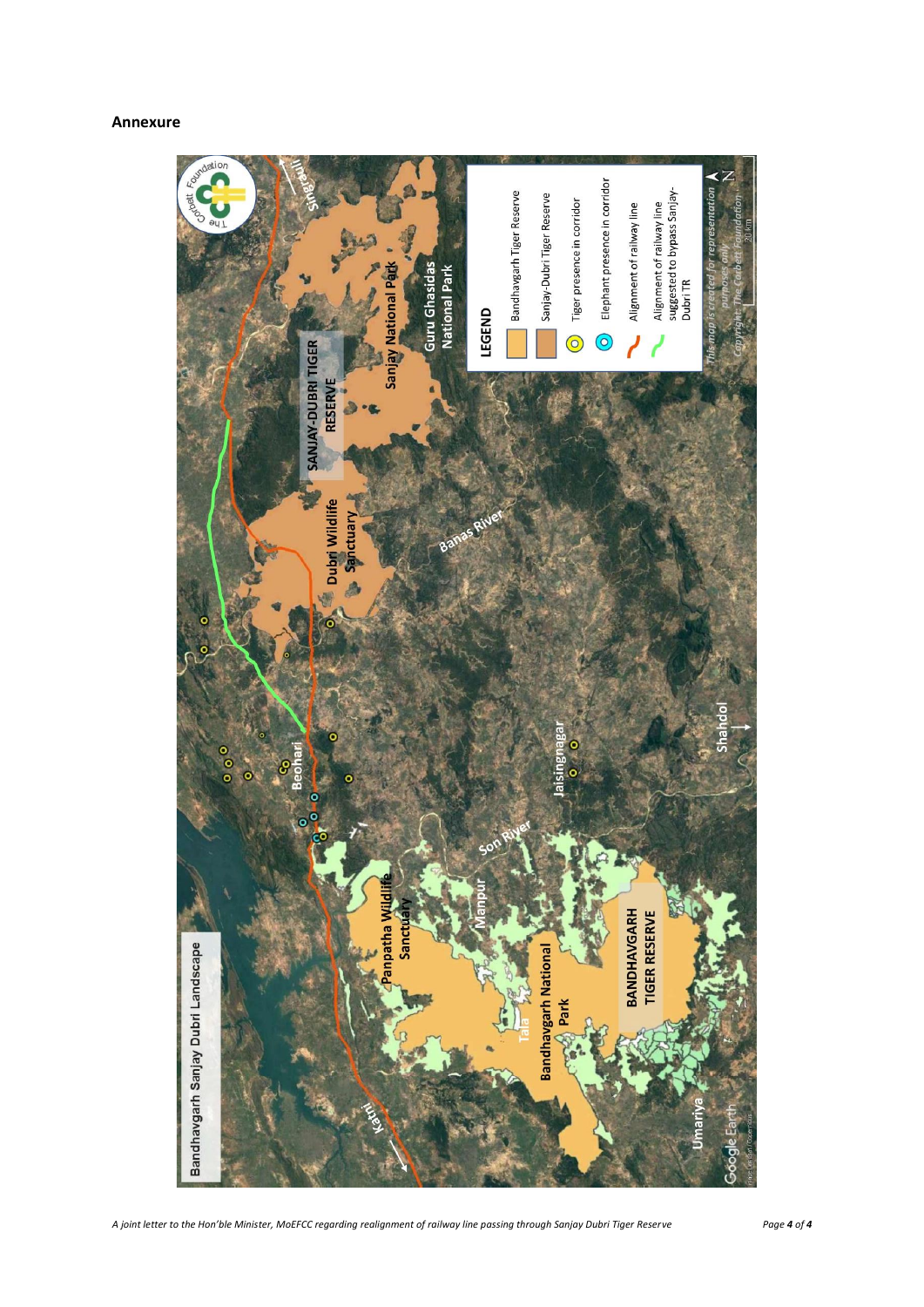## Annexure

Bandhavgarh Sanjay Dubri Landscape

LEGEND

Bandhavgarh Tiger Reserve

Sanjay-Dubri Tiger Reserve

Tiger presence in corridor

Elephant presence in corridor

Alignment of railway line

Alignment of railway line suggested to bypass Sanjay-Dubri TR

This map is created for representation purposes only

Copyright: The Corbett Foundation

20 km

N

The Corbett Foundation

SANJAY-DUBRI TIGER RESERVE

Sanjay National Park

Guru Ghasidas National Park

Dubri Wildlife Sanctuary

Banas River

Singrauli

Beohari

Son River

Jaisingnagar

Shahdol

Panpatha Wildlife Sanctuary

Manpur

Bandhavgarh National Park

BANDHAVGARH TIGER RESERVE

Tala

Katni

Umariya

Google Earth